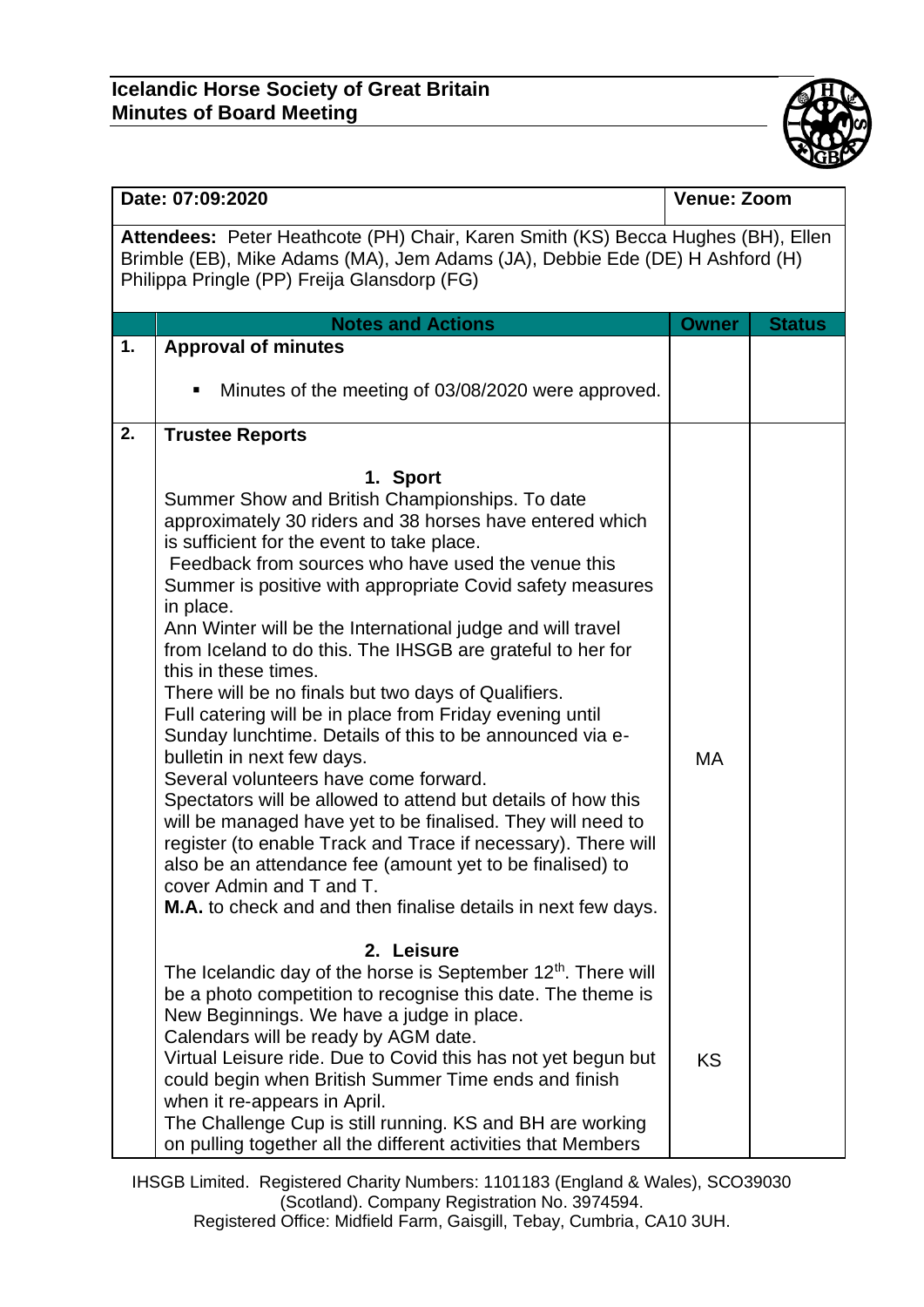**Icelandic Horse Society of Great Britain**
**Minutes of Board Meeting**

| Date: 07:09:2020 | | Venue: Zoom | |
|---|---|---|---|
| **Attendees:** Peter Heathcote (PH) Chair, Karen Smith (KS) Becca Hughes (BH), Ellen Brimble (EB), Mike Adams (MA), Jem Adams (JA), Debbie Ede (DE) H Ashford (H) Philippa Pringle (PP) Freija Glansdorp (FG) | | | |
| | **Notes and Actions** | **Owner** | **Status** |
| **1.** | **Approval of minutes**<br><br>▪ Minutes of the meeting of 03/08/2020 were approved. | | |
| **2.** | **Trustee Reports**<br><br>**1. Sport**<br>Summer Show and British Championships. To date approximately 30 riders and 38 horses have entered which is sufficient for the event to take place.<br>Feedback from sources who have used the venue this Summer is positive with appropriate Covid safety measures in place.<br>Ann Winter will be the International judge and will travel from Iceland to do this. The IHSGB are grateful to her for this in these times.<br>There will be no finals but two days of Qualifiers.<br>Full catering will be in place from Friday evening until Sunday lunchtime. Details of this to be announced via e-bulletin in next few days.<br>Several volunteers have come forward.<br>Spectators will be allowed to attend but details of how this will be managed have yet to be finalised. They will need to register (to enable Track and Trace if necessary). There will also be an attendance fee (amount yet to be finalised) to cover Admin and T and T.<br>**M.A.** to check and and then finalise details in next few days. | MA | |
| | **2. Leisure**<br>The Icelandic day of the horse is September 12th. There will be a photo competition to recognise this date. The theme is New Beginnings. We have a judge in place.<br>Calendars will be ready by AGM date.<br>Virtual Leisure ride. Due to Covid this has not yet begun but could begin when British Summer Time ends and finish when it re-appears in April.<br>The Challenge Cup is still running. KS and BH are working on pulling together all the different activities that Members | KS | |

IHSGB Limited. Registered Charity Numbers: 1101183 (England & Wales), SCO39030 (Scotland). Company Registration No. 3974594.
Registered Office: Midfield Farm, Gaisgill, Tebay, Cumbria, CA10 3UH.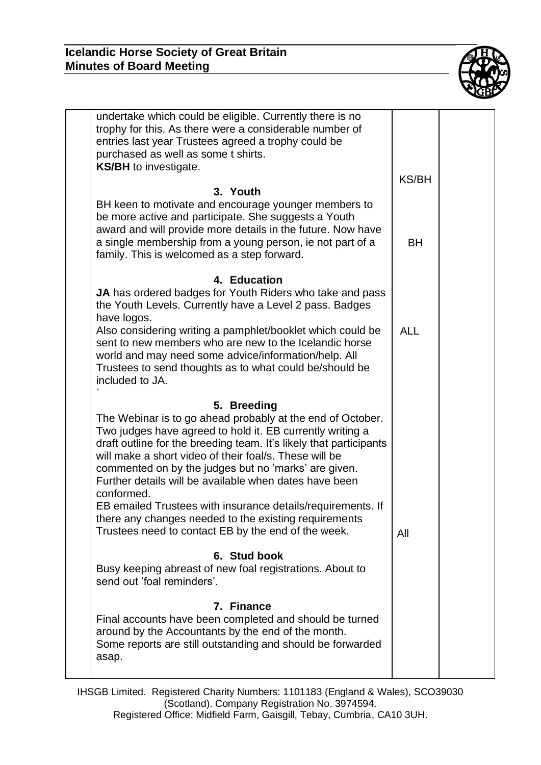| | | | |
|---|---|---|---|
| | undertake which could be eligible. Currently there is no trophy for this. As there were a considerable number of entries last year Trustees agreed a trophy could be purchased as well as some t shirts. **KS/BH** to investigate. | KS/BH | |
| | **3. Youth** BH keen to motivate and encourage younger members to be more active and participate. She suggests a Youth award and will provide more details in the future. Now have a single membership from a young person, ie not part of a family. This is welcomed as a step forward. | BH | |
| | **4. Education** **JA** has ordered badges for Youth Riders who take and pass the Youth Levels. Currently have a Level 2 pass. Badges have logos. Also considering writing a pamphlet/booklet which could be sent to new members who are new to the Icelandic horse world and may need some advice/information/help. All Trustees to send thoughts as to what could be/should be included to JA. ` | ALL | |
| | **5. Breeding** The Webinar is to go ahead probably at the end of October. Two judges have agreed to hold it. EB currently writing a draft outline for the breeding team. It's likely that participants will make a short video of their foal/s. These will be commented on by the judges but no 'marks' are given. Further details will be available when dates have been conformed. EB emailed Trustees with insurance details/requirements. If there any changes needed to the existing requirements Trustees need to contact EB by the end of the week. | All | |
| | **6. Stud book** Busy keeping abreast of new foal registrations. About to send out 'foal reminders'. | | |
| | **7. Finance** Final accounts have been completed and should be turned around by the Accountants by the end of the month. Some reports are still outstanding and should be forwarded asap. | | |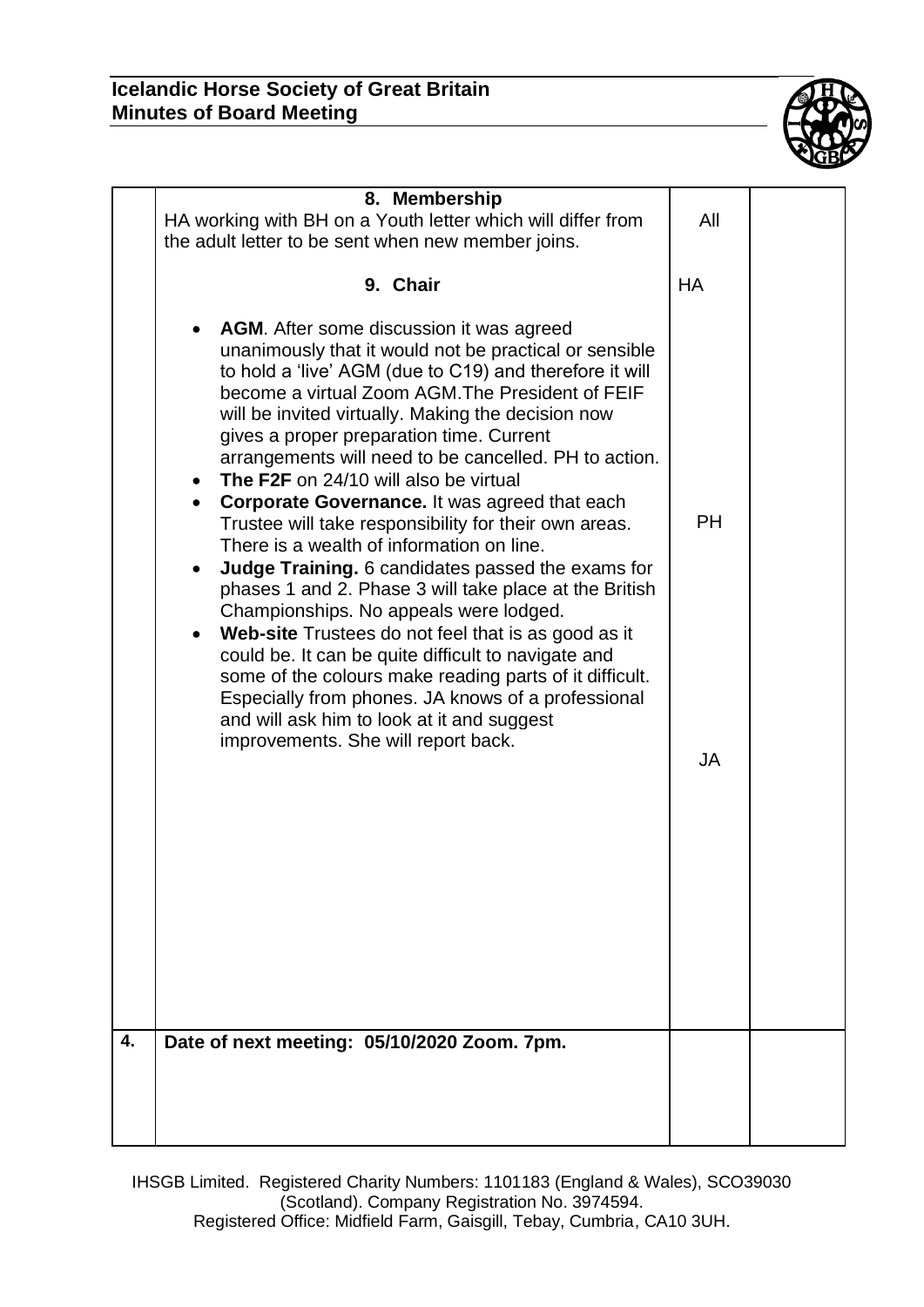| | | | |
|---|---|---|---|
| | **8. Membership**<br>HA working with BH on a Youth letter which will differ from the adult letter to be sent when new member joins. | All | |
| | **9. Chair**<br><br>• **AGM**. After some discussion it was agreed unanimously that it would not be practical or sensible to hold a 'live' AGM (due to C19) and therefore it will become a virtual Zoom AGM.The President of FEIF will be invited virtually. Making the decision now gives a proper preparation time. Current arrangements will need to be cancelled. PH to action.<br>• **The F2F** on 24/10 will also be virtual<br>• **Corporate Governance.** It was agreed that each Trustee will take responsibility for their own areas. There is a wealth of information on line.<br>• **Judge Training.** 6 candidates passed the exams for phases 1 and 2. Phase 3 will take place at the British Championships. No appeals were lodged.<br>• **Web-site** Trustees do not feel that is as good as it could be. It can be quite difficult to navigate and some of the colours make reading parts of it difficult. Especially from phones. JA knows of a professional and will ask him to look at it and suggest improvements. She will report back. | HA<br><br>PH<br><br>JA | |
| **4.** | **Date of next meeting: 05/10/2020 Zoom. 7pm.** | | |

IHSGB Limited. Registered Charity Numbers: 1101183 (England & Wales), SCO39030 (Scotland). Company Registration No. 3974594.
Registered Office: Midfield Farm, Gaisgill, Tebay, Cumbria, CA10 3UH.